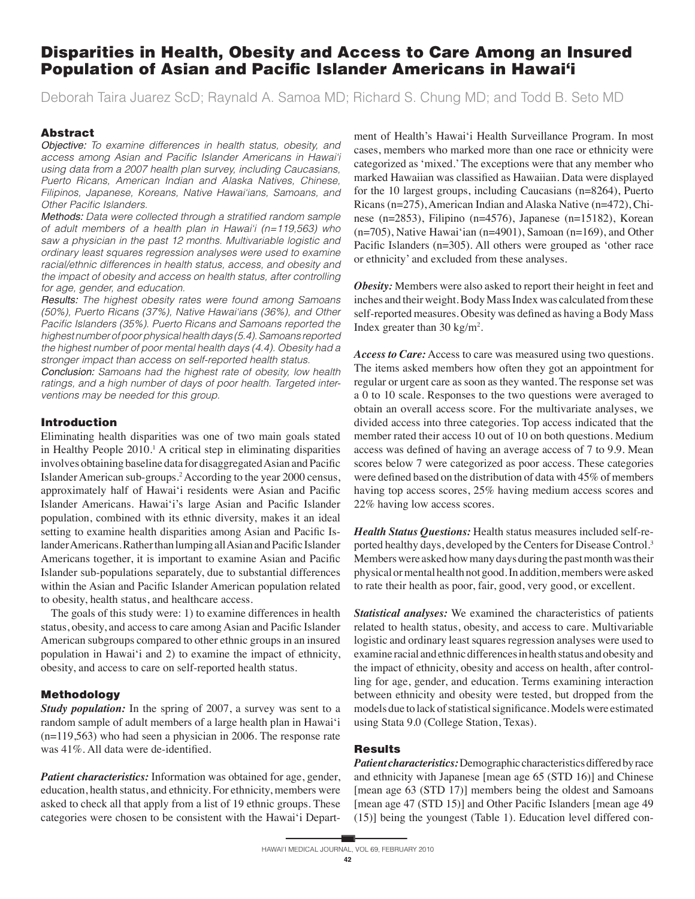# Disparities in Health, Obesity and Access to Care Among an Insured Population of Asian and Pacific Islander Americans in Hawai'i

Deborah Taira Juarez ScD; Raynald A. Samoa MD; Richard S. Chung MD; and Todd B. Seto MD

## Abstract

*Objective: To examine differences in health status, obesity, and access among Asian and Pacific Islander Americans in Hawai'i using data from a 2007 health plan survey, including Caucasians, Puerto Ricans, American Indian and Alaska Natives, Chinese, Filipinos, Japanese, Koreans, Native Hawai'ians, Samoans, and Other Pacific Islanders.*

*Methods: Data were collected through a stratified random sample of adult members of a health plan in Hawai'i (n=119,563) who saw a physician in the past 12 months. Multivariable logistic and ordinary least squares regression analyses were used to examine racial/ethnic differences in health status, access, and obesity and the impact of obesity and access on health status, after controlling for age, gender, and education.*

*Results: The highest obesity rates were found among Samoans (50%), Puerto Ricans (37%), Native Hawai'ians (36%), and Other Pacific Islanders (35%). Puerto Ricans and Samoans reported the highest number of poor physical health days (5.4). Samoans reported the highest number of poor mental health days (4.4). Obesity had a stronger impact than access on self-reported health status.*

*Conclusion: Samoans had the highest rate of obesity, low health ratings, and a high number of days of poor health. Targeted interventions may be needed for this group.*

## Introduction

Eliminating health disparities was one of two main goals stated in Healthy People 2010.[1] A critical step in eliminating disparities involves obtaining baseline data for disaggregated Asian and Pacific Islander American sub-groups.[2] According to the year 2000 census, approximately half of Hawai'i residents were Asian and Pacific Islander Americans. Hawai'i's large Asian and Pacific Islander population, combined with its ethnic diversity, makes it an ideal setting to examine health disparities among Asian and Pacific Islander Americans. Rather than lumping all Asian and Pacific Islander Americans together, it is important to examine Asian and Pacific Islander sub-populations separately, due to substantial differences within the Asian and Pacific Islander American population related to obesity, health status, and healthcare access.

The goals of this study were: 1) to examine differences in health status, obesity, and access to care among Asian and Pacific Islander American subgroups compared to other ethnic groups in an insured population in Hawai'i and 2) to examine the impact of ethnicity, obesity, and access to care on self-reported health status.

## Methodology

***Study population:*** In the spring of 2007, a survey was sent to a random sample of adult members of a large health plan in Hawai'i (n=119,563) who had seen a physician in 2006. The response rate was 41%. All data were de-identified.

***Patient characteristics:*** Information was obtained for age, gender, education, health status, and ethnicity. For ethnicity, members were asked to check all that apply from a list of 19 ethnic groups. These categories were chosen to be consistent with the Hawai'i Department of Health's Hawai'i Health Surveillance Program. In most cases, members who marked more than one race or ethnicity were categorized as 'mixed.' The exceptions were that any member who marked Hawaiian was classified as Hawaiian. Data were displayed for the 10 largest groups, including Caucasians (n=8264), Puerto Ricans (n=275), American Indian and Alaska Native (n=472), Chinese (n=2853), Filipino (n=4576), Japanese (n=15182), Korean (n=705), Native Hawai'ian (n=4901), Samoan (n=169), and Other Pacific Islanders (n=305). All others were grouped as 'other race or ethnicity' and excluded from these analyses.

***Obesity:*** Members were also asked to report their height in feet and inches and their weight. Body Mass Index was calculated from these self-reported measures. Obesity was defined as having a Body Mass Index greater than 30 $kg/m^2$.

***Access to Care:*** Access to care was measured using two questions. The items asked members how often they got an appointment for regular or urgent care as soon as they wanted. The response set was a 0 to 10 scale. Responses to the two questions were averaged to obtain an overall access score. For the multivariate analyses, we divided access into three categories. Top access indicated that the member rated their access 10 out of 10 on both questions. Medium access was defined of having an average access of 7 to 9.9. Mean scores below 7 were categorized as poor access. These categories were defined based on the distribution of data with 45% of members having top access scores, 25% having medium access scores and 22% having low access scores.

***Health Status Questions:*** Health status measures included self-reported healthy days, developed by the Centers for Disease Control.[3] Members were asked how many days during the past month was their physical or mental health not good. In addition, members were asked to rate their health as poor, fair, good, very good, or excellent.

***Statistical analyses:*** We examined the characteristics of patients related to health status, obesity, and access to care. Multivariable logistic and ordinary least squares regression analyses were used to examine racial and ethnic differences in health status and obesity and the impact of ethnicity, obesity and access on health, after controlling for age, gender, and education. Terms examining interaction between ethnicity and obesity were tested, but dropped from the models due to lack of statistical significance. Models were estimated using Stata 9.0 (College Station, Texas).

## Results

***Patient characteristics:*** Demographic characteristics differed by race and ethnicity with Japanese [mean age 65 (STD 16)] and Chinese [mean age 63 (STD 17)] members being the oldest and Samoans [mean age 47 (STD 15)] and Other Pacific Islanders [mean age 49 (15)] being the youngest (Table 1). Education level differed con-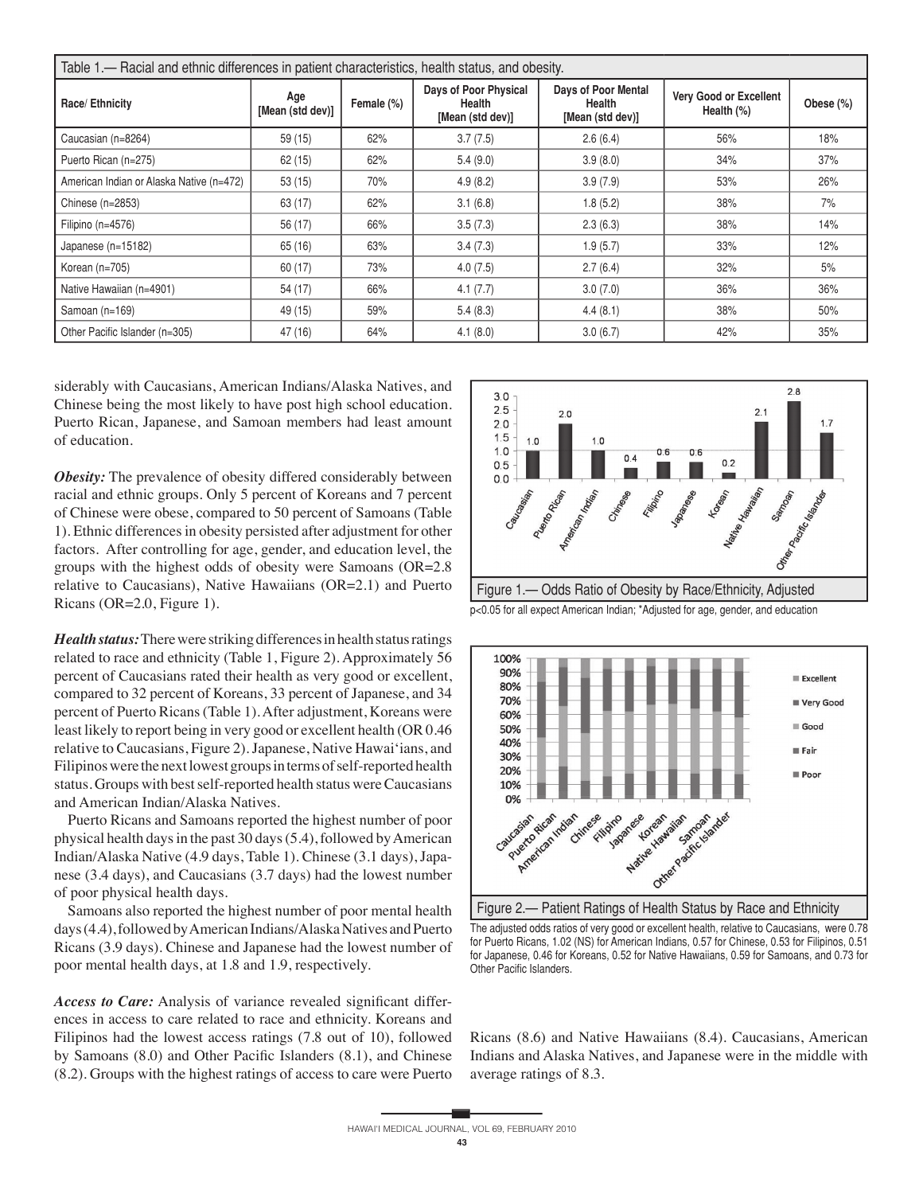| Table 1.— Racial and ethnic differences in patient characteristics, health status, and obesity. | | | | | | |
|---|---|---|---|---|---|---|
| Race/ Ethnicity | Age [Mean (std dev)] | Female (%) | Days of Poor Physical Health [Mean (std dev)] | Days of Poor Mental Health [Mean (std dev)] | Very Good or Excellent Health (%) | Obese (%) |
| Caucasian (n=8264) | 59 (15) | 62% | 3.7 (7.5) | 2.6 (6.4) | 56% | 18% |
| Puerto Rican (n=275) | 62 (15) | 62% | 5.4 (9.0) | 3.9 (8.0) | 34% | 37% |
| American Indian or Alaska Native (n=472) | 53 (15) | 70% | 4.9 (8.2) | 3.9 (7.9) | 53% | 26% |
| Chinese (n=2853) | 63 (17) | 62% | 3.1 (6.8) | 1.8 (5.2) | 38% | 7% |
| Filipino (n=4576) | 56 (17) | 66% | 3.5 (7.3) | 2.3 (6.3) | 38% | 14% |
| Japanese (n=15182) | 65 (16) | 63% | 3.4 (7.3) | 1.9 (5.7) | 33% | 12% |
| Korean (n=705) | 60 (17) | 73% | 4.0 (7.5) | 2.7 (6.4) | 32% | 5% |
| Native Hawaiian (n=4901) | 54 (17) | 66% | 4.1 (7.7) | 3.0 (7.0) | 36% | 36% |
| Samoan (n=169) | 49 (15) | 59% | 5.4 (8.3) | 4.4 (8.1) | 38% | 50% |
| Other Pacific Islander (n=305) | 47 (16) | 64% | 4.1 (8.0) | 3.0 (6.7) | 42% | 35% |

siderably with Caucasians, American Indians/Alaska Natives, and Chinese being the most likely to have post high school education. Puerto Rican, Japanese, and Samoan members had least amount of education.

***Obesity:*** The prevalence of obesity differed considerably between racial and ethnic groups. Only 5 percent of Koreans and 7 percent of Chinese were obese, compared to 50 percent of Samoans (Table 1). Ethnic differences in obesity persisted after adjustment for other factors. After controlling for age, gender, and education level, the groups with the highest odds of obesity were Samoans (OR=2.8 relative to Caucasians), Native Hawaiians (OR=2.1) and Puerto Ricans (OR=2.0, Figure 1).

***Health status:*** There were striking differences in health status ratings related to race and ethnicity (Table 1, Figure 2). Approximately 56 percent of Caucasians rated their health as very good or excellent, compared to 32 percent of Koreans, 33 percent of Japanese, and 34 percent of Puerto Ricans (Table 1). After adjustment, Koreans were least likely to report being in very good or excellent health (OR 0.46 relative to Caucasians, Figure 2). Japanese, Native Hawai'ians, and Filipinos were the next lowest groups in terms of self-reported health status. Groups with best self-reported health status were Caucasians and American Indian/Alaska Natives.

Puerto Ricans and Samoans reported the highest number of poor physical health days in the past 30 days (5.4), followed by American Indian/Alaska Native (4.9 days, Table 1). Chinese (3.1 days), Japanese (3.4 days), and Caucasians (3.7 days) had the lowest number of poor physical health days.

Samoans also reported the highest number of poor mental health days (4.4), followed by American Indians/Alaska Natives and Puerto Ricans (3.9 days). Chinese and Japanese had the lowest number of poor mental health days, at 1.8 and 1.9, respectively.

***Access to Care:*** Analysis of variance revealed significant differences in access to care related to race and ethnicity. Koreans and Filipinos had the lowest access ratings (7.8 out of 10), followed by Samoans (8.0) and Other Pacific Islanders (8.1), and Chinese (8.2). Groups with the highest ratings of access to care were Puerto Ricans (8.6) and Native Hawaiians (8.4). Caucasians, American Indians and Alaska Natives, and Japanese were in the middle with average ratings of 8.3.

Figure 1.— Odds Ratio of Obesity by Race/Ethnicity, Adjusted

p<0.05 for all expect American Indian; *Adjusted for age, gender, and education

Figure 2.— Patient Ratings of Health Status by Race and Ethnicity

The adjusted odds ratios of very good or excellent health, relative to Caucasians, were 0.78 for Puerto Ricans, 1.02 (NS) for American Indians, 0.57 for Chinese, 0.53 for Filipinos, 0.51 for Japanese, 0.46 for Koreans, 0.52 for Native Hawaiians, 0.59 for Samoans, and 0.73 for Other Pacific Islanders.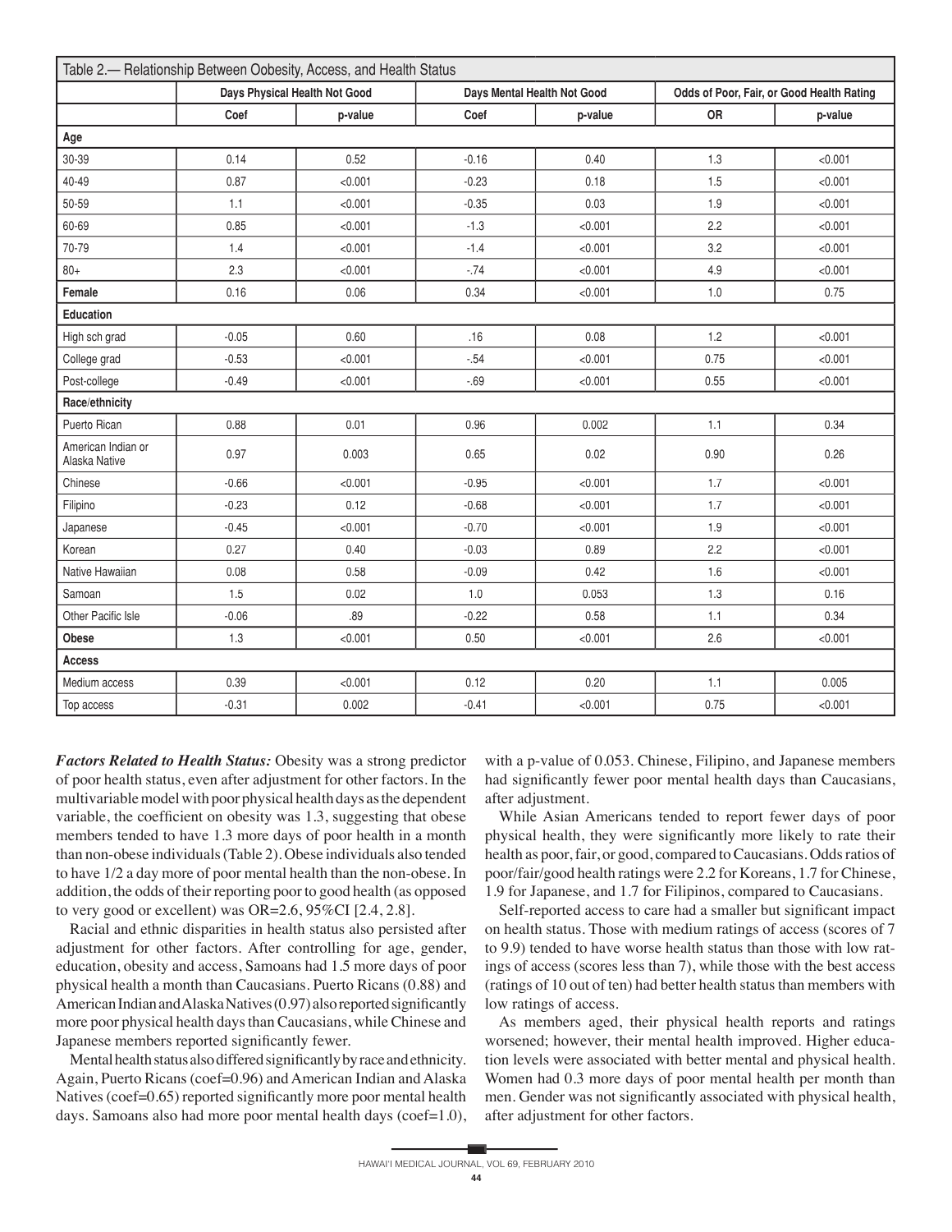Table 2.— Relationship Between Oobesity, Access, and Health Status

| | Days Physical Health Not Good | | Days Mental Health Not Good | | Odds of Poor, Fair, or Good Health Rating | |
|---|---|---|---|---|---|---|
| | Coef | p-value | Coef | p-value | OR | p-value |
| **Age** | | | | | | |
| 30-39 | 0.14 | 0.52 | -0.16 | 0.40 | 1.3 | <0.001 |
| 40-49 | 0.87 | <0.001 | -0.23 | 0.18 | 1.5 | <0.001 |
| 50-59 | 1.1 | <0.001 | -0.35 | 0.03 | 1.9 | <0.001 |
| 60-69 | 0.85 | <0.001 | -1.3 | <0.001 | 2.2 | <0.001 |
| 70-79 | 1.4 | <0.001 | -1.4 | <0.001 | 3.2 | <0.001 |
| 80+ | 2.3 | <0.001 | -.74 | <0.001 | 4.9 | <0.001 |
| **Female** | 0.16 | 0.06 | 0.34 | <0.001 | 1.0 | 0.75 |
| **Education** | | | | | | |
| High sch grad | -0.05 | 0.60 | .16 | 0.08 | 1.2 | <0.001 |
| College grad | -0.53 | <0.001 | -.54 | <0.001 | 0.75 | <0.001 |
| Post-college | -0.49 | <0.001 | -.69 | <0.001 | 0.55 | <0.001 |
| **Race/ethnicity** | | | | | | |
| Puerto Rican | 0.88 | 0.01 | 0.96 | 0.002 | 1.1 | 0.34 |
| American Indian or Alaska Native | 0.97 | 0.003 | 0.65 | 0.02 | 0.90 | 0.26 |
| Chinese | -0.66 | <0.001 | -0.95 | <0.001 | 1.7 | <0.001 |
| Filipino | -0.23 | 0.12 | -0.68 | <0.001 | 1.7 | <0.001 |
| Japanese | -0.45 | <0.001 | -0.70 | <0.001 | 1.9 | <0.001 |
| Korean | 0.27 | 0.40 | -0.03 | 0.89 | 2.2 | <0.001 |
| Native Hawaiian | 0.08 | 0.58 | -0.09 | 0.42 | 1.6 | <0.001 |
| Samoan | 1.5 | 0.02 | 1.0 | 0.053 | 1.3 | 0.16 |
| Other Pacific Isle | -0.06 | .89 | -0.22 | 0.58 | 1.1 | 0.34 |
| **Obese** | 1.3 | <0.001 | 0.50 | <0.001 | 2.6 | <0.001 |
| **Access** | | | | | | |
| Medium access | 0.39 | <0.001 | 0.12 | 0.20 | 1.1 | 0.005 |
| Top access | -0.31 | 0.002 | -0.41 | <0.001 | 0.75 | <0.001 |

***Factors Related to Health Status:*** Obesity was a strong predictor of poor health status, even after adjustment for other factors. In the multivariable model with poor physical health days as the dependent variable, the coefficient on obesity was 1.3, suggesting that obese members tended to have 1.3 more days of poor health in a month than non-obese individuals (Table 2). Obese individuals also tended to have 1/2 a day more of poor mental health than the non-obese. In addition, the odds of their reporting poor to good health (as opposed to very good or excellent) was OR=2.6, 95%CI [2.4, 2.8].

Racial and ethnic disparities in health status also persisted after adjustment for other factors. After controlling for age, gender, education, obesity and access, Samoans had 1.5 more days of poor physical health a month than Caucasians. Puerto Ricans (0.88) and American Indian and Alaska Natives (0.97) also reported significantly more poor physical health days than Caucasians, while Chinese and Japanese members reported significantly fewer.

Mental health status also differed significantly by race and ethnicity. Again, Puerto Ricans (coef=0.96) and American Indian and Alaska Natives (coef=0.65) reported significantly more poor mental health days. Samoans also had more poor mental health days (coef=1.0), with a p-value of 0.053. Chinese, Filipino, and Japanese members had significantly fewer poor mental health days than Caucasians, after adjustment.

While Asian Americans tended to report fewer days of poor physical health, they were significantly more likely to rate their health as poor, fair, or good, compared to Caucasians. Odds ratios of poor/fair/good health ratings were 2.2 for Koreans, 1.7 for Chinese, 1.9 for Japanese, and 1.7 for Filipinos, compared to Caucasians.

Self-reported access to care had a smaller but significant impact on health status. Those with medium ratings of access (scores of 7 to 9.9) tended to have worse health status than those with low ratings of access (scores less than 7), while those with the best access (ratings of 10 out of ten) had better health status than members with low ratings of access.

As members aged, their physical health reports and ratings worsened; however, their mental health improved. Higher education levels were associated with better mental and physical health. Women had 0.3 more days of poor mental health per month than men. Gender was not significantly associated with physical health, after adjustment for other factors.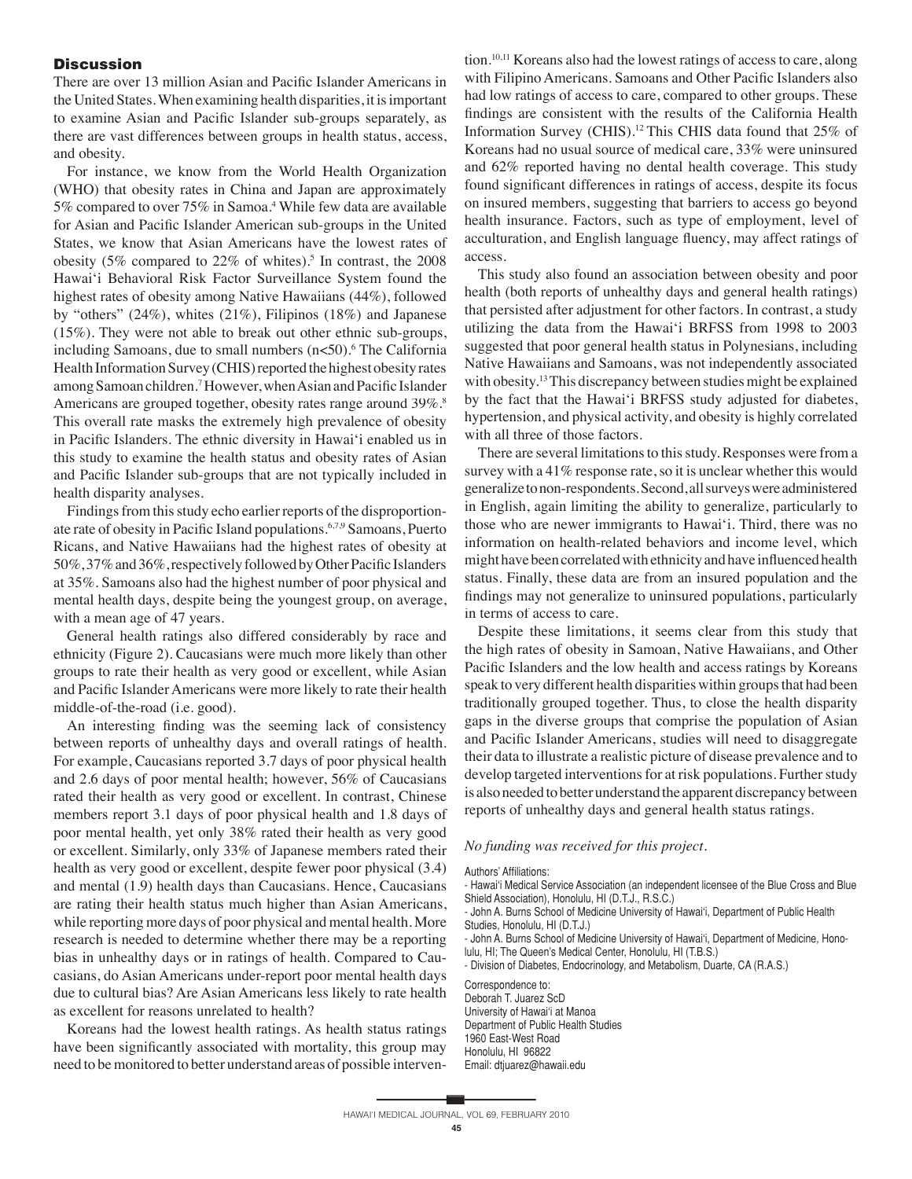## Discussion

There are over 13 million Asian and Pacific Islander Americans in the United States. When examining health disparities, it is important to examine Asian and Pacific Islander sub-groups separately, as there are vast differences between groups in health status, access, and obesity.

For instance, we know from the World Health Organization (WHO) that obesity rates in China and Japan are approximately 5% compared to over 75% in Samoa.[4] While few data are available for Asian and Pacific Islander American sub-groups in the United States, we know that Asian Americans have the lowest rates of obesity (5% compared to 22% of whites).[5] In contrast, the 2008 Hawai'i Behavioral Risk Factor Surveillance System found the highest rates of obesity among Native Hawaiians (44%), followed by "others" (24%), whites (21%), Filipinos (18%) and Japanese (15%). They were not able to break out other ethnic sub-groups, including Samoans, due to small numbers (n<50).[6] The California Health Information Survey (CHIS) reported the highest obesity rates among Samoan children.[7] However, when Asian and Pacific Islander Americans are grouped together, obesity rates range around 39%.[8] This overall rate masks the extremely high prevalence of obesity in Pacific Islanders. The ethnic diversity in Hawai'i enabled us in this study to examine the health status and obesity rates of Asian and Pacific Islander sub-groups that are not typically included in health disparity analyses.

Findings from this study echo earlier reports of the disproportionate rate of obesity in Pacific Island populations.[6,7,9] Samoans, Puerto Ricans, and Native Hawaiians had the highest rates of obesity at 50%, 37% and 36%, respectively followed by Other Pacific Islanders at 35%. Samoans also had the highest number of poor physical and mental health days, despite being the youngest group, on average, with a mean age of 47 years.

General health ratings also differed considerably by race and ethnicity (Figure 2). Caucasians were much more likely than other groups to rate their health as very good or excellent, while Asian and Pacific Islander Americans were more likely to rate their health middle-of-the-road (i.e. good).

An interesting finding was the seeming lack of consistency between reports of unhealthy days and overall ratings of health. For example, Caucasians reported 3.7 days of poor physical health and 2.6 days of poor mental health; however, 56% of Caucasians rated their health as very good or excellent. In contrast, Chinese members report 3.1 days of poor physical health and 1.8 days of poor mental health, yet only 38% rated their health as very good or excellent. Similarly, only 33% of Japanese members rated their health as very good or excellent, despite fewer poor physical (3.4) and mental (1.9) health days than Caucasians. Hence, Caucasians are rating their health status much higher than Asian Americans, while reporting more days of poor physical and mental health. More research is needed to determine whether there may be a reporting bias in unhealthy days or in ratings of health. Compared to Caucasians, do Asian Americans under-report poor mental health days due to cultural bias? Are Asian Americans less likely to rate health as excellent for reasons unrelated to health?

Koreans had the lowest health ratings. As health status ratings have been significantly associated with mortality, this group may need to be monitored to better understand areas of possible intervention.[10,11] Koreans also had the lowest ratings of access to care, along with Filipino Americans. Samoans and Other Pacific Islanders also had low ratings of access to care, compared to other groups. These findings are consistent with the results of the California Health Information Survey (CHIS).[12] This CHIS data found that 25% of Koreans had no usual source of medical care, 33% were uninsured and 62% reported having no dental health coverage. This study found significant differences in ratings of access, despite its focus on insured members, suggesting that barriers to access go beyond health insurance. Factors, such as type of employment, level of acculturation, and English language fluency, may affect ratings of access.

This study also found an association between obesity and poor health (both reports of unhealthy days and general health ratings) that persisted after adjustment for other factors. In contrast, a study utilizing the data from the Hawai'i BRFSS from 1998 to 2003 suggested that poor general health status in Polynesians, including Native Hawaiians and Samoans, was not independently associated with obesity.[13] This discrepancy between studies might be explained by the fact that the Hawai'i BRFSS study adjusted for diabetes, hypertension, and physical activity, and obesity is highly correlated with all three of those factors.

There are several limitations to this study. Responses were from a survey with a 41% response rate, so it is unclear whether this would generalize to non-respondents. Second, all surveys were administered in English, again limiting the ability to generalize, particularly to those who are newer immigrants to Hawai'i. Third, there was no information on health-related behaviors and income level, which might have been correlated with ethnicity and have influenced health status. Finally, these data are from an insured population and the findings may not generalize to uninsured populations, particularly in terms of access to care.

Despite these limitations, it seems clear from this study that the high rates of obesity in Samoan, Native Hawaiians, and Other Pacific Islanders and the low health and access ratings by Koreans speak to very different health disparities within groups that had been traditionally grouped together. Thus, to close the health disparity gaps in the diverse groups that comprise the population of Asian and Pacific Islander Americans, studies will need to disaggregate their data to illustrate a realistic picture of disease prevalence and to develop targeted interventions for at risk populations. Further study is also needed to better understand the apparent discrepancy between reports of unhealthy days and general health status ratings.

*No funding was received for this project.*

Authors' Affiliations:
- Hawai'i Medical Service Association (an independent licensee of the Blue Cross and Blue Shield Association), Honolulu, HI (D.T.J., R.S.C.)
- John A. Burns School of Medicine University of Hawai'i, Department of Public Health Studies, Honolulu, HI (D.T.J.)
- John A. Burns School of Medicine University of Hawai'i, Department of Medicine, Honolulu, HI; The Queen's Medical Center, Honolulu, HI (T.B.S.)
- Division of Diabetes, Endocrinology, and Metabolism, Duarte, CA (R.A.S.)

Correspondence to:
Deborah T. Juarez ScD
University of Hawai'i at Manoa
Department of Public Health Studies
1960 East-West Road
Honolulu, HI 96822
Email: dtjuarez@hawaii.edu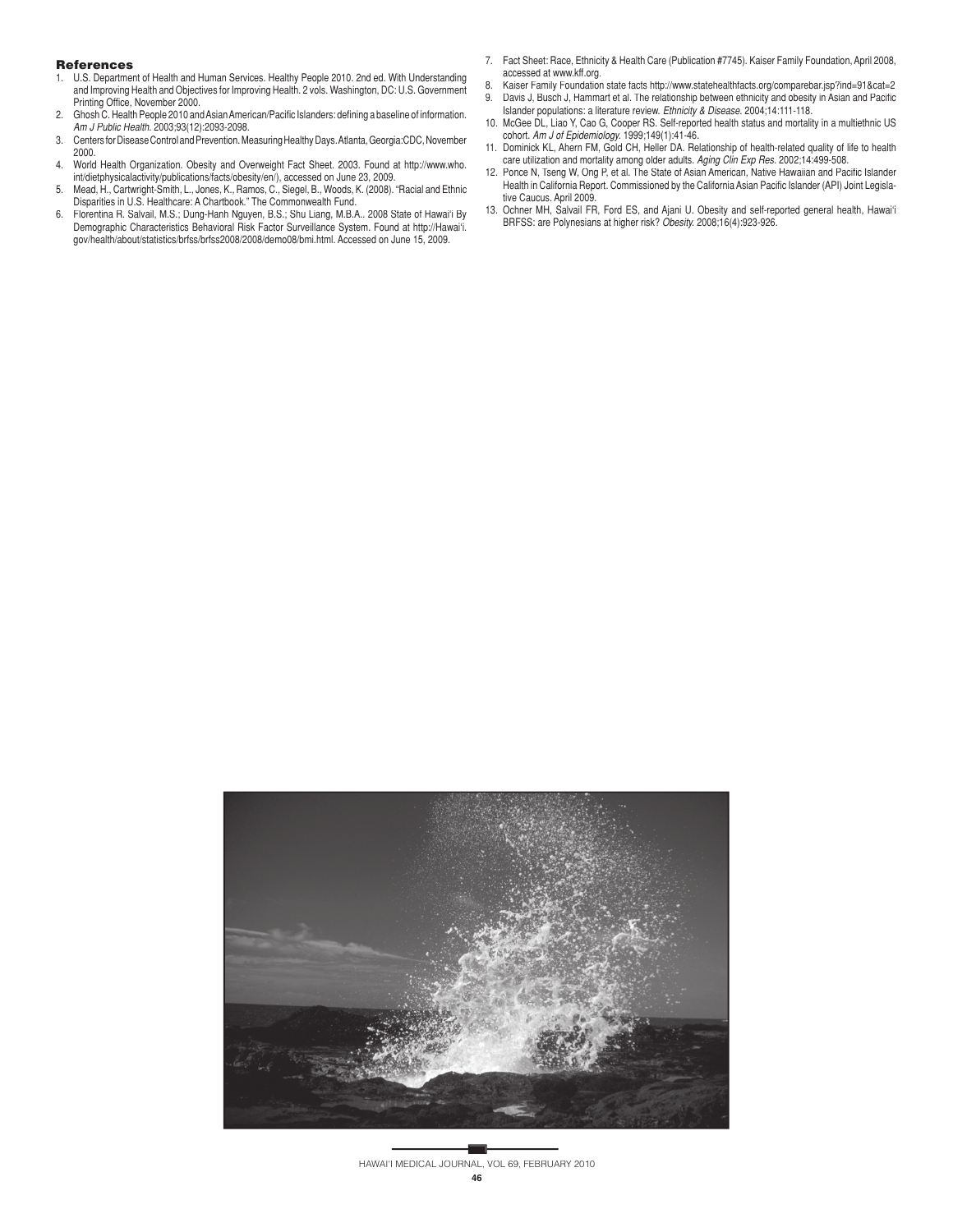## References

1. U.S. Department of Health and Human Services. Healthy People 2010. 2nd ed. With Understanding and Improving Health and Objectives for Improving Health. 2 vols. Washington, DC: U.S. Government Printing Office, November 2000.
2. Ghosh C. Health People 2010 and Asian American/Pacific Islanders: defining a baseline of information. *Am J Public Health.* 2003;93(12):2093-2098.
3. Centers for Disease Control and Prevention. Measuring Healthy Days. Atlanta, Georgia:CDC, November 2000.
4. World Health Organization. Obesity and Overweight Fact Sheet. 2003. Found at http://www.who.int/dietphysicalactivity/publications/facts/obesity/en/), accessed on June 23, 2009.
5. Mead, H., Cartwright-Smith, L., Jones, K., Ramos, C., Siegel, B., Woods, K. (2008). "Racial and Ethnic Disparities in U.S. Healthcare: A Chartbook." The Commonwealth Fund.
6. Florentina R. Salvail, M.S.; Dung-Hanh Nguyen, B.S.; Shu Liang, M.B.A.. 2008 State of Hawai'i By Demographic Characteristics Behavioral Risk Factor Surveillance System. Found at http://Hawai'i.gov/health/about/statistics/brfss/brfss2008/2008/demo08/bmi.html. Accessed on June 15, 2009.
7. Fact Sheet: Race, Ethnicity & Health Care (Publication #7745). Kaiser Family Foundation, April 2008, accessed at www.kff.org.
8. Kaiser Family Foundation state facts http://www.statehealthfacts.org/comparebar.jsp?ind=91&cat=2
9. Davis J, Busch J, Hammart et al. The relationship between ethnicity and obesity in Asian and Pacific Islander populations: a literature review. *Ethnicity & Disease.* 2004;14:111-118.
10. McGee DL, Liao Y, Cao G, Cooper RS. Self-reported health status and mortality in a multiethnic US cohort. *Am J of Epidemiology.* 1999;149(1):41-46.
11. Dominick KL, Ahern FM, Gold CH, Heller DA. Relationship of health-related quality of life to health care utilization and mortality among older adults. *Aging Clin Exp Res.* 2002;14:499-508.
12. Ponce N, Tseng W, Ong P, et al. The State of Asian American, Native Hawaiian and Pacific Islander Health in California Report. Commissioned by the California Asian Pacific Islander (API) Joint Legislative Caucus. April 2009.
13. Ochner MH, Salvail FR, Ford ES, and Ajani U. Obesity and self-reported general health, Hawai'i BRFSS: are Polynesians at higher risk? *Obesity.* 2008;16(4):923-926.